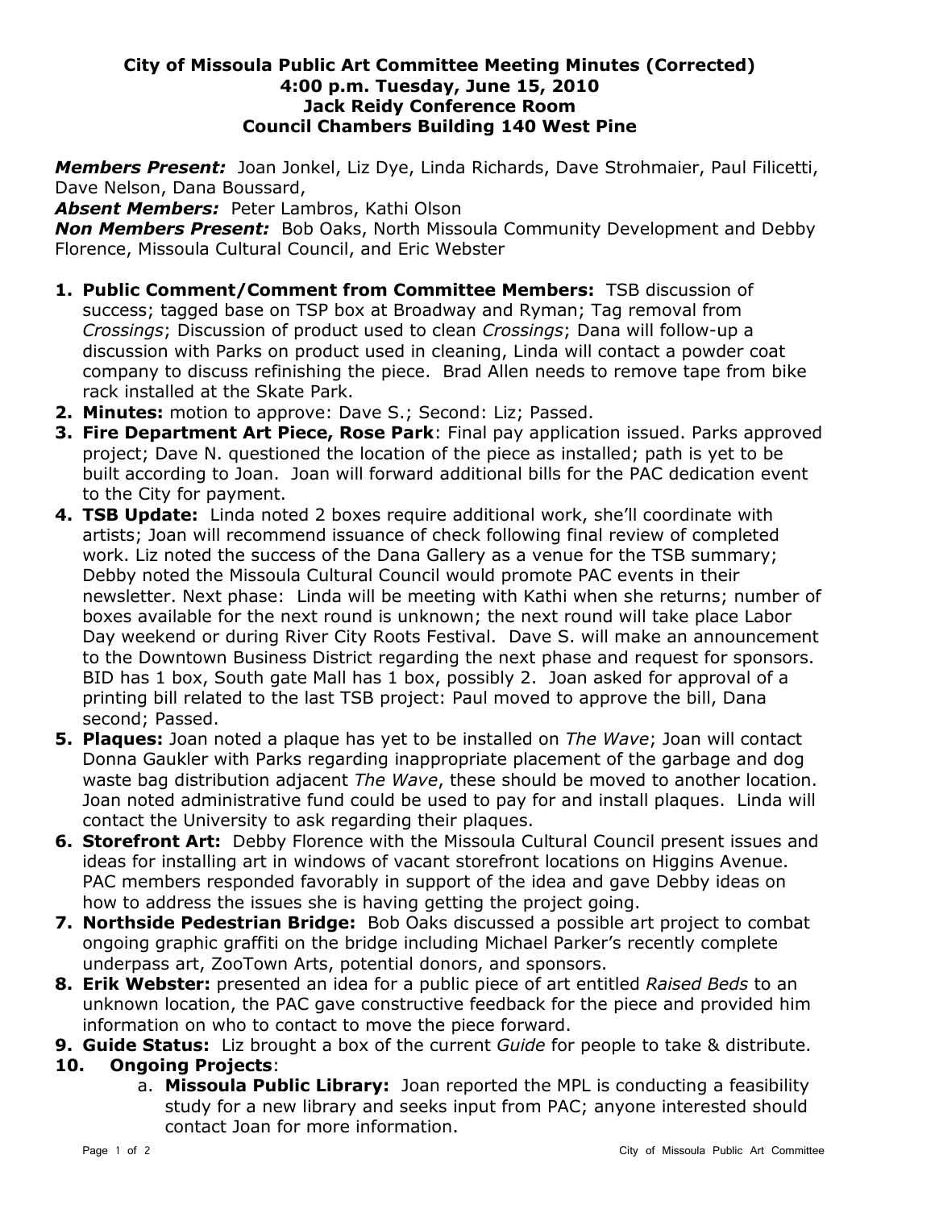**City of Missoula Public Art Committee Meeting Minutes (Corrected)**
**4:00 p.m. Tuesday, June 15, 2010**
**Jack Reidy Conference Room**
**Council Chambers Building 140 West Pine**

***Members Present:*** Joan Jonkel, Liz Dye, Linda Richards, Dave Strohmaier, Paul Filicetti, Dave Nelson, Dana Boussard,
***Absent Members:*** Peter Lambros, Kathi Olson
***Non Members Present:*** Bob Oaks, North Missoula Community Development and Debby Florence, Missoula Cultural Council, and Eric Webster

1. **Public Comment/Comment from Committee Members:** TSB discussion of success; tagged base on TSP box at Broadway and Ryman; Tag removal from *Crossings*; Discussion of product used to clean *Crossings*; Dana will follow-up a discussion with Parks on product used in cleaning, Linda will contact a powder coat company to discuss refinishing the piece. Brad Allen needs to remove tape from bike rack installed at the Skate Park.
2. **Minutes:** motion to approve: Dave S.; Second: Liz; Passed.
3. **Fire Department Art Piece, Rose Park**: Final pay application issued. Parks approved project; Dave N. questioned the location of the piece as installed; path is yet to be built according to Joan. Joan will forward additional bills for the PAC dedication event to the City for payment.
4. **TSB Update:** Linda noted 2 boxes require additional work, she'll coordinate with artists; Joan will recommend issuance of check following final review of completed work. Liz noted the success of the Dana Gallery as a venue for the TSB summary; Debby noted the Missoula Cultural Council would promote PAC events in their newsletter. Next phase: Linda will be meeting with Kathi when she returns; number of boxes available for the next round is unknown; the next round will take place Labor Day weekend or during River City Roots Festival. Dave S. will make an announcement to the Downtown Business District regarding the next phase and request for sponsors. BID has 1 box, South gate Mall has 1 box, possibly 2. Joan asked for approval of a printing bill related to the last TSB project: Paul moved to approve the bill, Dana second; Passed.
5. **Plaques:** Joan noted a plaque has yet to be installed on *The Wave*; Joan will contact Donna Gaukler with Parks regarding inappropriate placement of the garbage and dog waste bag distribution adjacent *The Wave*, these should be moved to another location. Joan noted administrative fund could be used to pay for and install plaques. Linda will contact the University to ask regarding their plaques.
6. **Storefront Art:** Debby Florence with the Missoula Cultural Council present issues and ideas for installing art in windows of vacant storefront locations on Higgins Avenue. PAC members responded favorably in support of the idea and gave Debby ideas on how to address the issues she is having getting the project going.
7. **Northside Pedestrian Bridge:** Bob Oaks discussed a possible art project to combat ongoing graphic graffiti on the bridge including Michael Parker's recently complete underpass art, ZooTown Arts, potential donors, and sponsors.
8. **Erik Webster:** presented an idea for a public piece of art entitled *Raised Beds* to an unknown location, the PAC gave constructive feedback for the piece and provided him information on who to contact to move the piece forward.
9. **Guide Status:** Liz brought a box of the current *Guide* for people to take & distribute.
10. **Ongoing Projects**:
    a. **Missoula Public Library:** Joan reported the MPL is conducting a feasibility study for a new library and seeks input from PAC; anyone interested should contact Joan for more information.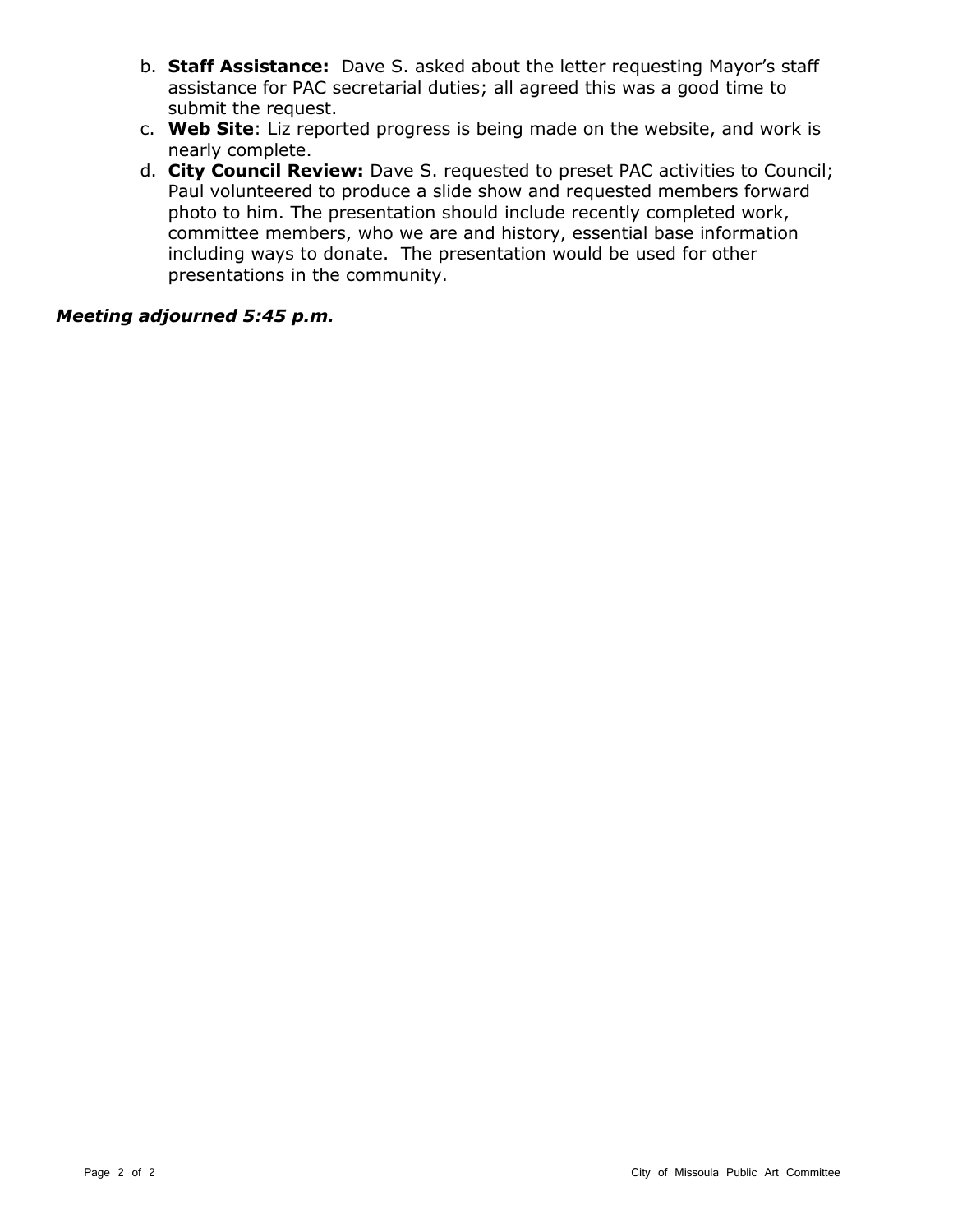b. **Staff Assistance:** Dave S. asked about the letter requesting Mayor's staff assistance for PAC secretarial duties; all agreed this was a good time to submit the request.

c. **Web Site**: Liz reported progress is being made on the website, and work is nearly complete.

d. **City Council Review:** Dave S. requested to preset PAC activities to Council; Paul volunteered to produce a slide show and requested members forward photo to him. The presentation should include recently completed work, committee members, who we are and history, essential base information including ways to donate. The presentation would be used for other presentations in the community.

***Meeting adjourned 5:45 p.m.***